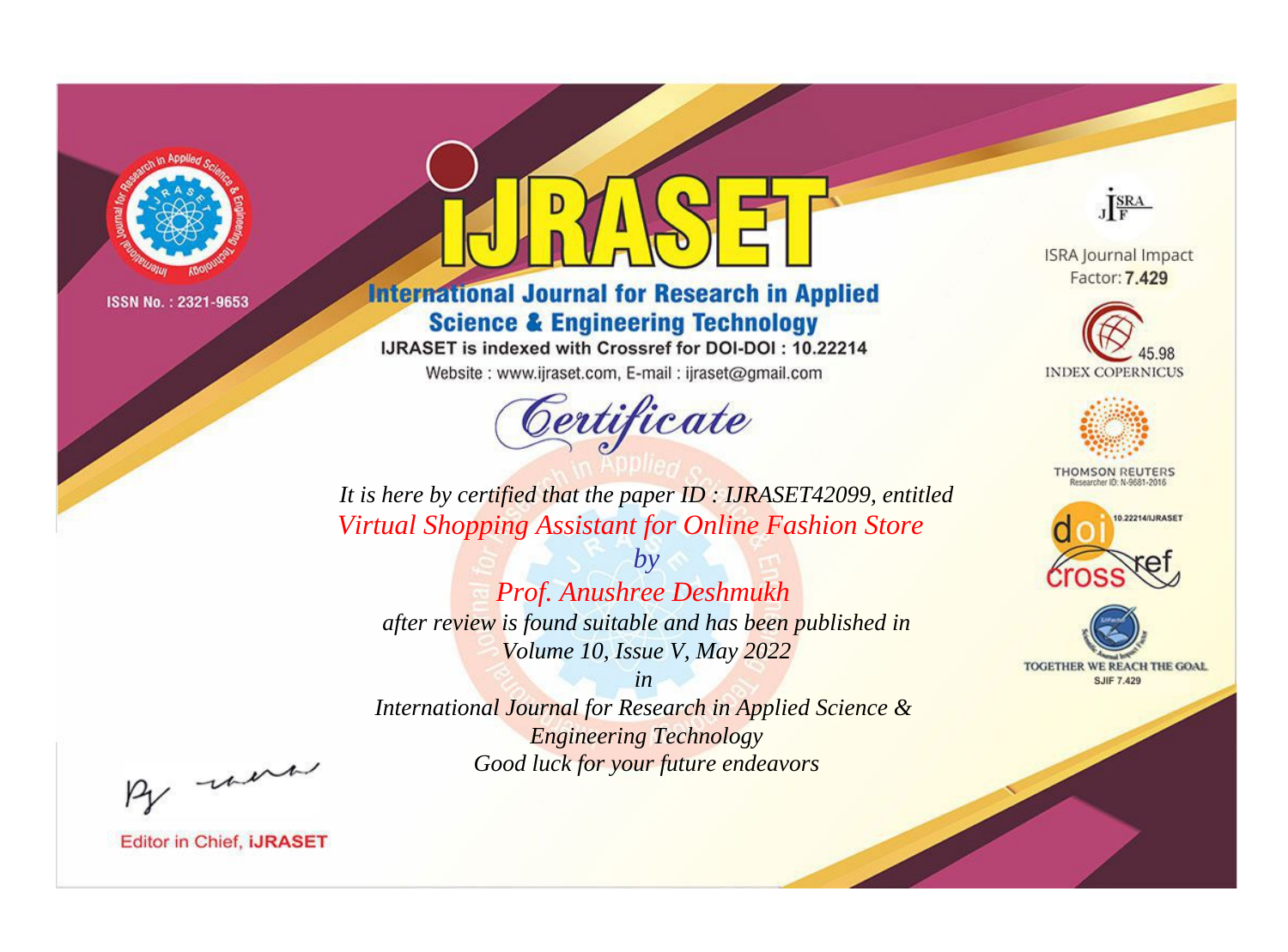ISSN No. : 2321-9653

# iJRASET

## International Journal for Research in Applied Science & Engineering Technology

IJRASET is indexed with Crossref for DOI-DOI : 10.22214

Website : www.ijraset.com, E-mail : ijraset@gmail.com

ISRA Journal Impact Factor: **7.429**

45.98 INDEX COPERNICUS

THOMSON REUTERS Researcher ID: N-9681-2016

10.22214/IJRASET

TOGETHER WE REACH THE GOAL SJIF 7.429

# *Certificate*

*It is here by certified that the paper ID : IJRASET42099, entitled*

*Virtual Shopping Assistant for Online Fashion Store*

*by*

*Prof. Anushree Deshmukh*

*after review is found suitable and has been published in*

*Volume 10, Issue V, May 2022*

*in*

*International Journal for Research in Applied Science & Engineering Technology*

*Good luck for your future endeavors*

Editor in Chief, **iJRASET**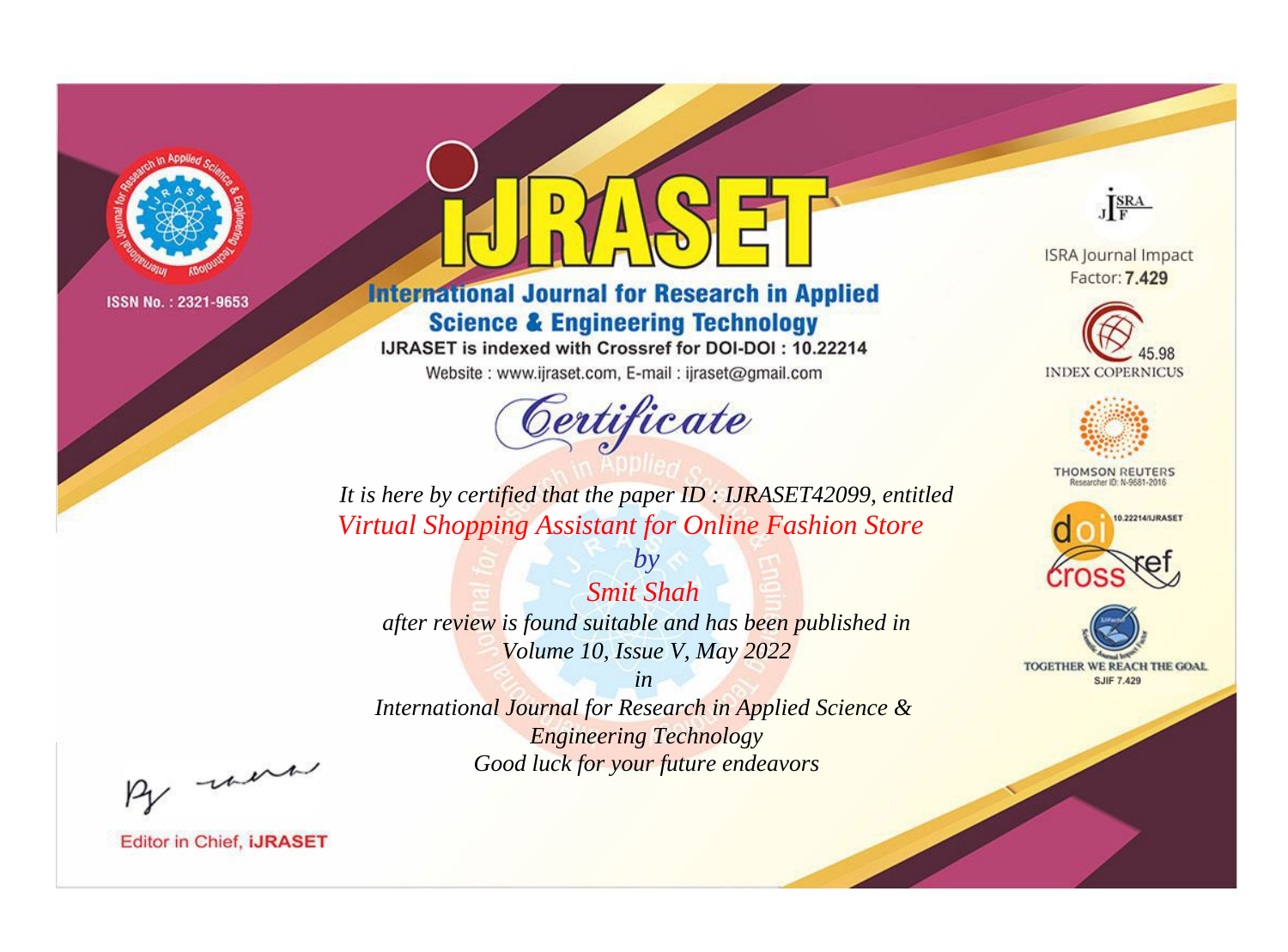ISSN No. : 2321-9653

# iJRASET

## International Journal for Research in Applied Science & Engineering Technology

IJRASET is indexed with Crossref for DOI-DOI : 10.22214

Website : www.ijraset.com, E-mail : ijraset@gmail.com

*Certificate*

*It is here by certified that the paper ID : IJRASET42099, entitled*

*Virtual Shopping Assistant for Online Fashion Store*

*by*

*Smit Shah*

*after review is found suitable and has been published in*

*Volume 10, Issue V, May 2022*

*in*

*International Journal for Research in Applied Science & Engineering Technology*

*Good luck for your future endeavors*

ISRA Journal Impact Factor: **7.429**

45.98 INDEX COPERNICUS

THOMSON REUTERS Researcher ID: N-9681-2016

10.22214/IJRASET

TOGETHER WE REACH THE GOAL SJIF 7.429

Editor in Chief, **iJRASET**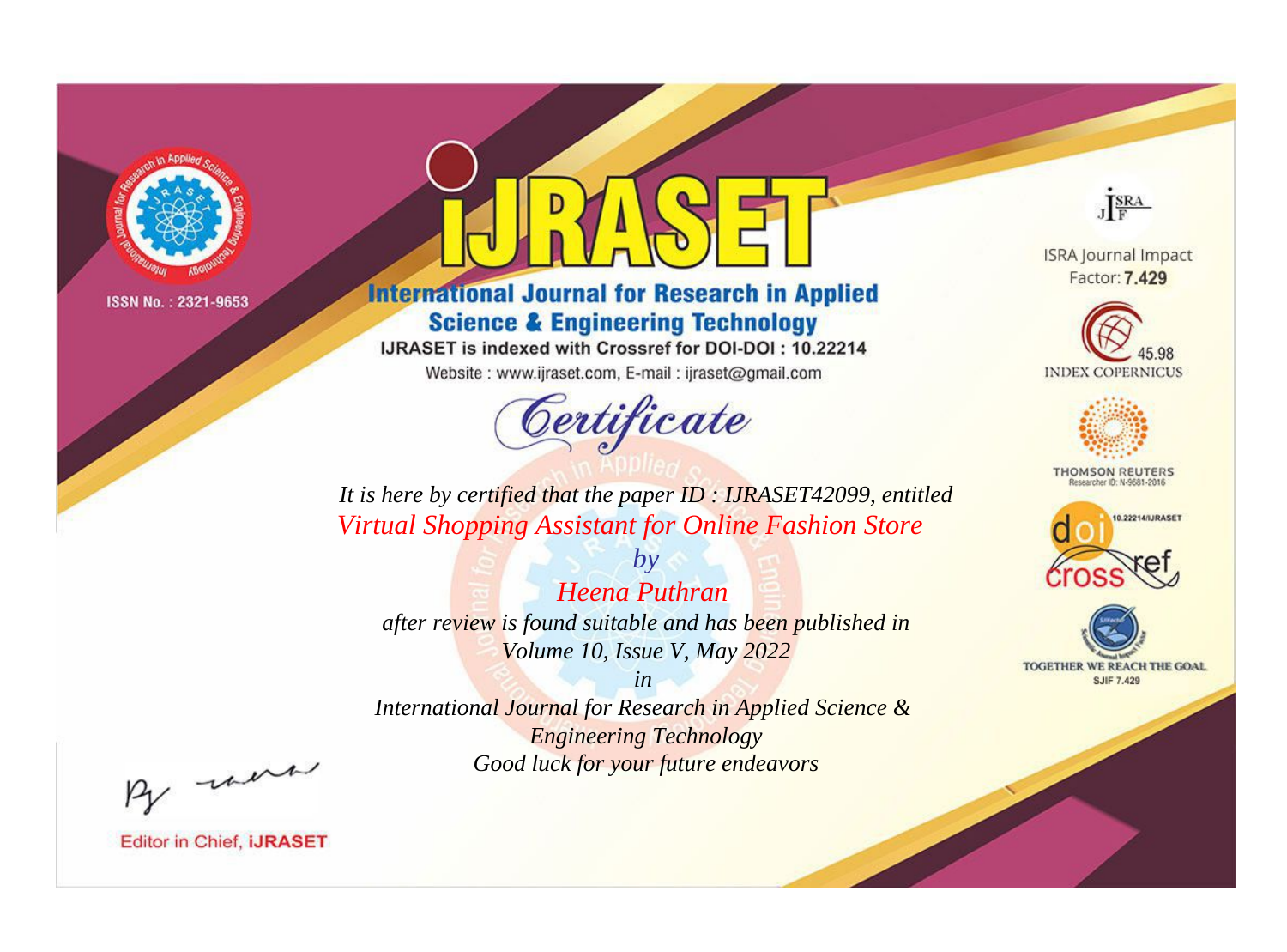ISSN No. : 2321-9653

# iJRASET

## International Journal for Research in Applied Science & Engineering Technology

IJRASET is indexed with Crossref for DOI-DOI : 10.22214

Website : www.ijraset.com, E-mail : ijraset@gmail.com

ISRA Journal Impact Factor: **7.429**

45.98 INDEX COPERNICUS

THOMSON REUTERS Researcher ID: N-9681-2016

10.22214/IJRASET

TOGETHER WE REACH THE GOAL SJIF 7.429

# *Certificate*

*It is here by certified that the paper ID : IJRASET42099, entitled*

*Virtual Shopping Assistant for Online Fashion Store*

*by*

*Heena Puthran*

*after review is found suitable and has been published in*

*Volume 10, Issue V, May 2022*

*in*

*International Journal for Research in Applied Science & Engineering Technology*

*Good luck for your future endeavors*

Editor in Chief, **iJRASET**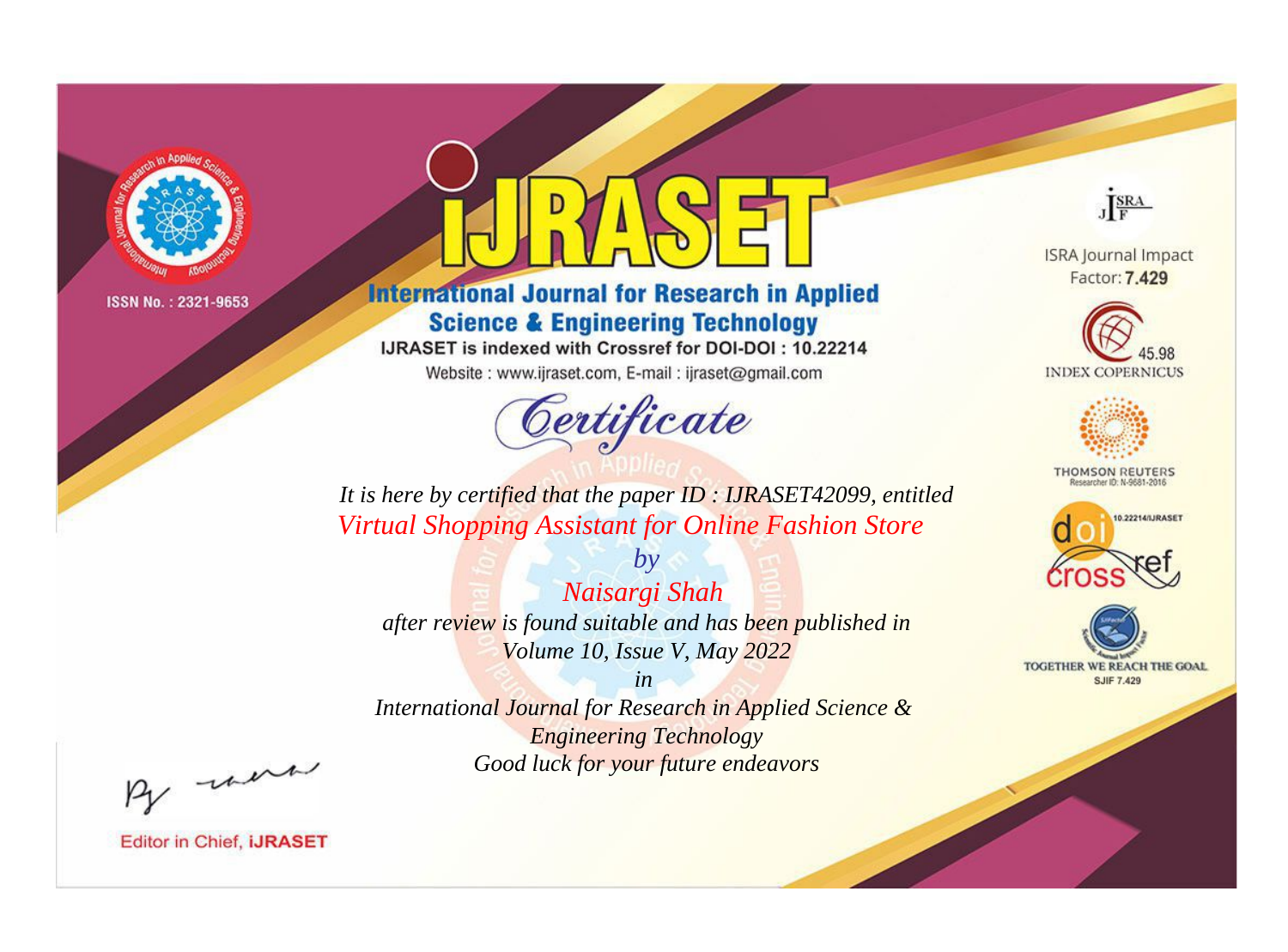ISSN No. : 2321-9653

# IJRASET

## International Journal for Research in Applied Science & Engineering Technology

IJRASET is indexed with Crossref for DOI-DOI : 10.22214

Website : www.ijraset.com, E-mail : ijraset@gmail.com

ISRA Journal Impact Factor: **7.429**

45.98 INDEX COPERNICUS

THOMSON REUTERS Researcher ID: N-9681-2016

10.22214/IJRASET

TOGETHER WE REACH THE GOAL SJIF 7.429

*Certificate*

*It is here by certified that the paper ID : IJRASET42099, entitled*

*Virtual Shopping Assistant for Online Fashion Store*

*by*

*Naisargi Shah*

*after review is found suitable and has been published in*

*Volume 10, Issue V, May 2022*

*in*

*International Journal for Research in Applied Science & Engineering Technology*

*Good luck for your future endeavors*

Editor in Chief, **iJRASET**